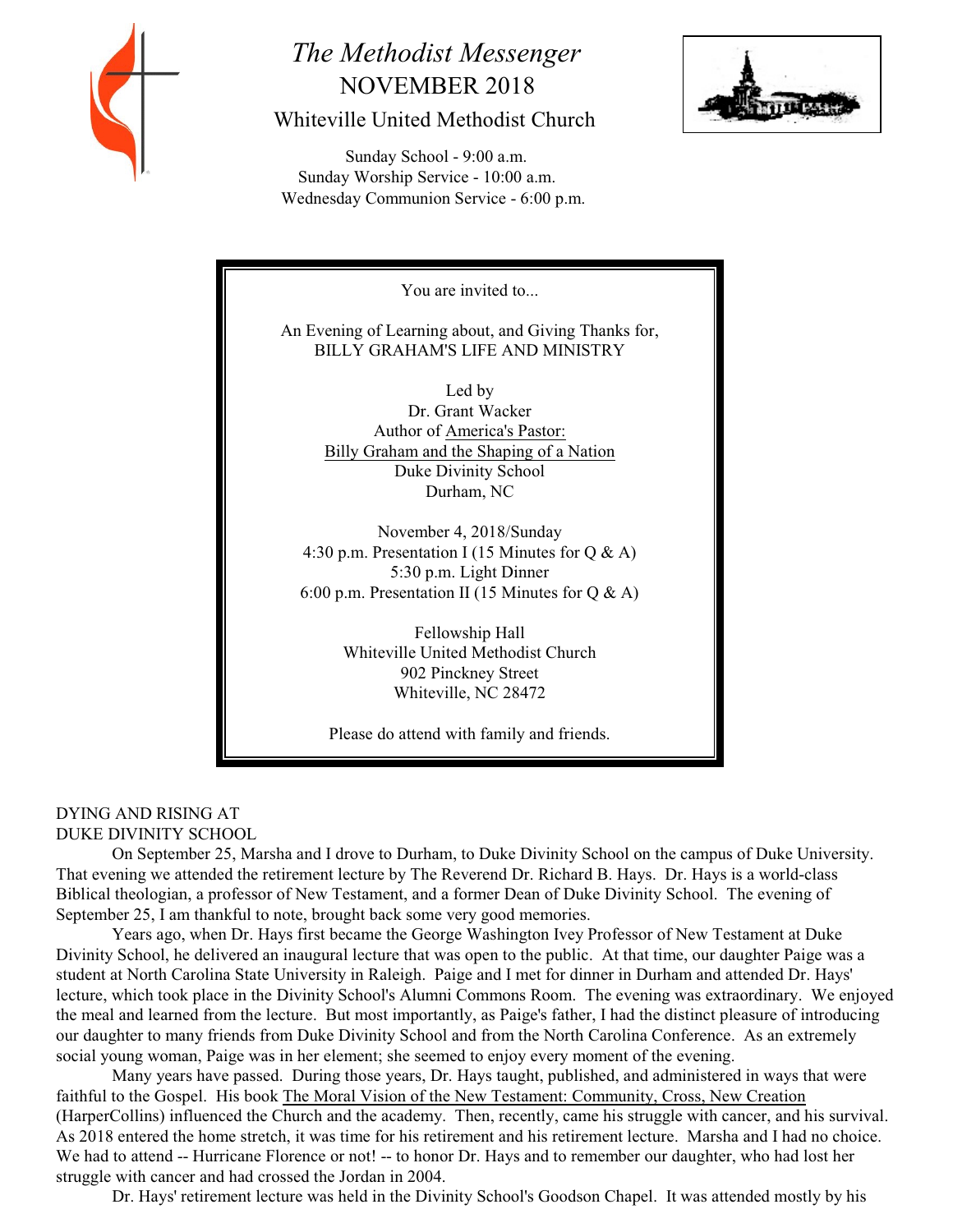# *The Methodist Messenger*

## NOVEMBER 2018

### Whiteville United Methodist Church

Sunday School - 9:00 a.m.
Sunday Worship Service - 10:00 a.m.
Wednesday Communion Service - 6:00 p.m.

---

You are invited to...

An Evening of Learning about, and Giving Thanks for,
BILLY GRAHAM'S LIFE AND MINISTRY

Led by
Dr. Grant Wacker
Author of America's Pastor:
Billy Graham and the Shaping of a Nation
Duke Divinity School
Durham, NC

November 4, 2018/Sunday
4:30 p.m. Presentation I (15 Minutes for Q & A)
5:30 p.m. Light Dinner
6:00 p.m. Presentation II (15 Minutes for Q & A)

Fellowship Hall
Whiteville United Methodist Church
902 Pinckney Street
Whiteville, NC 28472

Please do attend with family and friends.

---

DYING AND RISING AT
DUKE DIVINITY SCHOOL

On September 25, Marsha and I drove to Durham, to Duke Divinity School on the campus of Duke University. That evening we attended the retirement lecture by The Reverend Dr. Richard B. Hays. Dr. Hays is a world-class Biblical theologian, a professor of New Testament, and a former Dean of Duke Divinity School. The evening of September 25, I am thankful to note, brought back some very good memories.

Years ago, when Dr. Hays first became the George Washington Ivey Professor of New Testament at Duke Divinity School, he delivered an inaugural lecture that was open to the public. At that time, our daughter Paige was a student at North Carolina State University in Raleigh. Paige and I met for dinner in Durham and attended Dr. Hays' lecture, which took place in the Divinity School's Alumni Commons Room. The evening was extraordinary. We enjoyed the meal and learned from the lecture. But most importantly, as Paige's father, I had the distinct pleasure of introducing our daughter to many friends from Duke Divinity School and from the North Carolina Conference. As an extremely social young woman, Paige was in her element; she seemed to enjoy every moment of the evening.

Many years have passed. During those years, Dr. Hays taught, published, and administered in ways that were faithful to the Gospel. His book The Moral Vision of the New Testament: Community, Cross, New Creation (HarperCollins) influenced the Church and the academy. Then, recently, came his struggle with cancer, and his survival. As 2018 entered the home stretch, it was time for his retirement and his retirement lecture. Marsha and I had no choice. We had to attend -- Hurricane Florence or not! -- to honor Dr. Hays and to remember our daughter, who had lost her struggle with cancer and had crossed the Jordan in 2004.

Dr. Hays' retirement lecture was held in the Divinity School's Goodson Chapel. It was attended mostly by his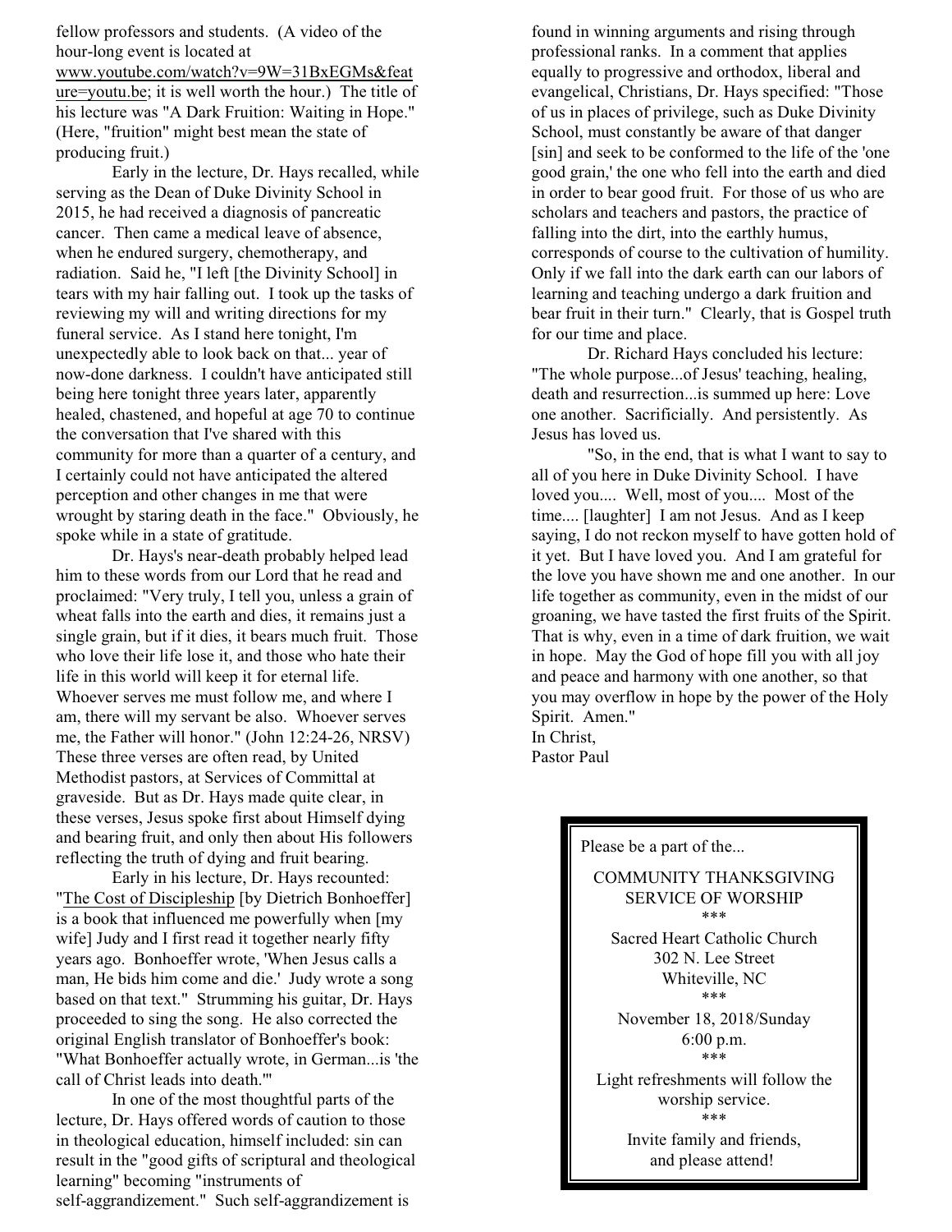fellow professors and students. (A video of the hour-long event is located at www.youtube.com/watch?v=9W=31BxEGMs&feature=youtu.be; it is well worth the hour.) The title of his lecture was "A Dark Fruition: Waiting in Hope." (Here, "fruition" might best mean the state of producing fruit.)

Early in the lecture, Dr. Hays recalled, while serving as the Dean of Duke Divinity School in 2015, he had received a diagnosis of pancreatic cancer. Then came a medical leave of absence, when he endured surgery, chemotherapy, and radiation. Said he, "I left [the Divinity School] in tears with my hair falling out. I took up the tasks of reviewing my will and writing directions for my funeral service. As I stand here tonight, I'm unexpectedly able to look back on that... year of now-done darkness. I couldn't have anticipated still being here tonight three years later, apparently healed, chastened, and hopeful at age 70 to continue the conversation that I've shared with this community for more than a quarter of a century, and I certainly could not have anticipated the altered perception and other changes in me that were wrought by staring death in the face." Obviously, he spoke while in a state of gratitude.

Dr. Hays's near-death probably helped lead him to these words from our Lord that he read and proclaimed: "Very truly, I tell you, unless a grain of wheat falls into the earth and dies, it remains just a single grain, but if it dies, it bears much fruit. Those who love their life lose it, and those who hate their life in this world will keep it for eternal life. Whoever serves me must follow me, and where I am, there will my servant be also. Whoever serves me, the Father will honor." (John 12:24-26, NRSV) These three verses are often read, by United Methodist pastors, at Services of Committal at graveside. But as Dr. Hays made quite clear, in these verses, Jesus spoke first about Himself dying and bearing fruit, and only then about His followers reflecting the truth of dying and fruit bearing.

Early in his lecture, Dr. Hays recounted: "The Cost of Discipleship [by Dietrich Bonhoeffer] is a book that influenced me powerfully when [my wife] Judy and I first read it together nearly fifty years ago. Bonhoeffer wrote, 'When Jesus calls a man, He bids him come and die.' Judy wrote a song based on that text." Strumming his guitar, Dr. Hays proceeded to sing the song. He also corrected the original English translator of Bonhoeffer's book: "What Bonhoeffer actually wrote, in German...is 'the call of Christ leads into death.'"

In one of the most thoughtful parts of the lecture, Dr. Hays offered words of caution to those in theological education, himself included: sin can result in the "good gifts of scriptural and theological learning" becoming "instruments of self-aggrandizement." Such self-aggrandizement is found in winning arguments and rising through professional ranks. In a comment that applies equally to progressive and orthodox, liberal and evangelical, Christians, Dr. Hays specified: "Those of us in places of privilege, such as Duke Divinity School, must constantly be aware of that danger [sin] and seek to be conformed to the life of the 'one good grain,' the one who fell into the earth and died in order to bear good fruit. For those of us who are scholars and teachers and pastors, the practice of falling into the dirt, into the earthly humus, corresponds of course to the cultivation of humility. Only if we fall into the dark earth can our labors of learning and teaching undergo a dark fruition and bear fruit in their turn." Clearly, that is Gospel truth for our time and place.

Dr. Richard Hays concluded his lecture: "The whole purpose...of Jesus' teaching, healing, death and resurrection...is summed up here: Love one another. Sacrificially. And persistently. As Jesus has loved us.

"So, in the end, that is what I want to say to all of you here in Duke Divinity School. I have loved you.... Well, most of you.... Most of the time.... [laughter] I am not Jesus. And as I keep saying, I do not reckon myself to have gotten hold of it yet. But I have loved you. And I am grateful for the love you have shown me and one another. In our life together as community, even in the midst of our groaning, we have tasted the first fruits of the Spirit. That is why, even in a time of dark fruition, we wait in hope. May the God of hope fill you with all joy and peace and harmony with one another, so that you may overflow in hope by the power of the Holy Spirit. Amen."

In Christ,
Pastor Paul

---

Please be a part of the...

COMMUNITY THANKSGIVING SERVICE OF WORSHIP

\*\*\*

Sacred Heart Catholic Church
302 N. Lee Street
Whiteville, NC

\*\*\*

November 18, 2018/Sunday
6:00 p.m.

\*\*\*

Light refreshments will follow the worship service.

\*\*\*

Invite family and friends, and please attend!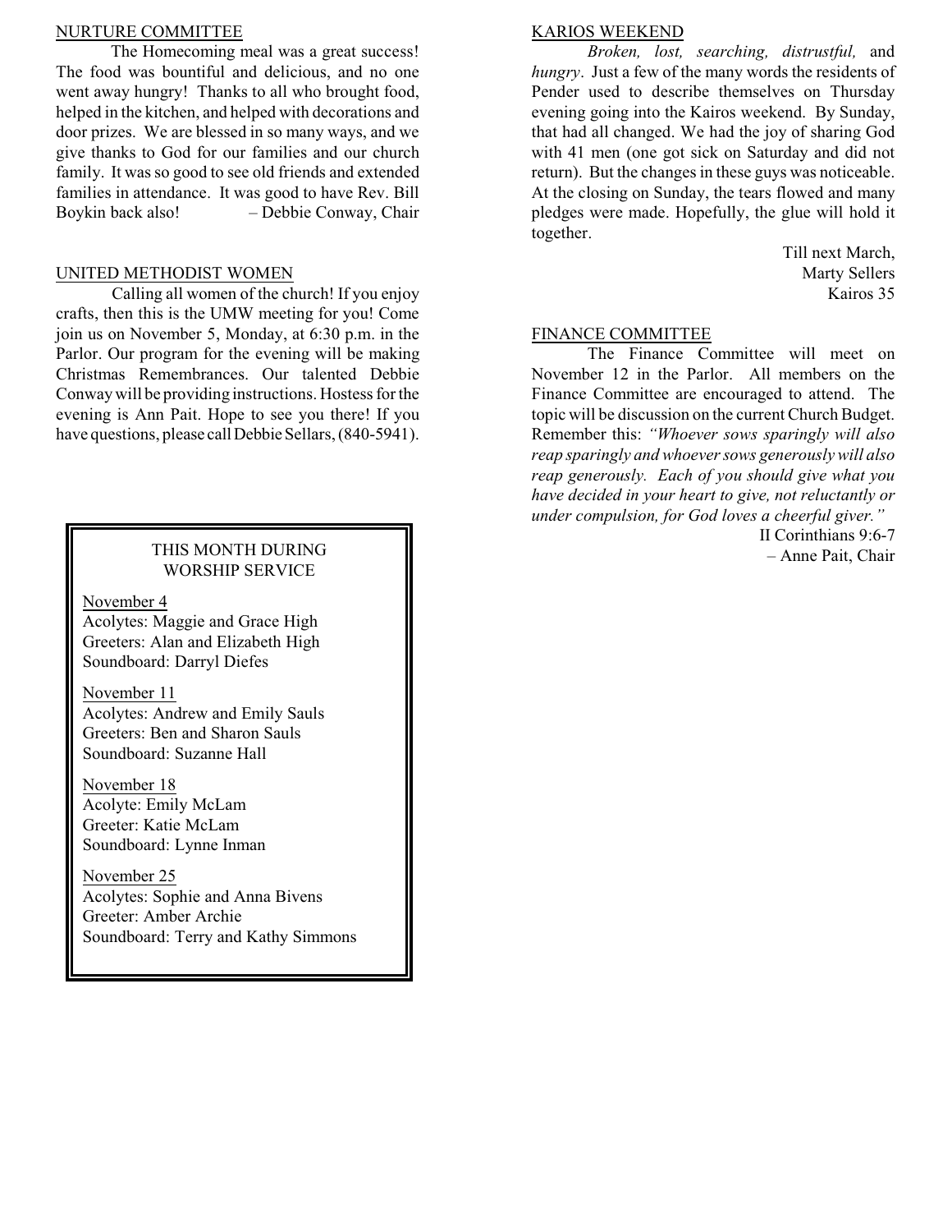## NURTURE COMMITTEE

The Homecoming meal was a great success! The food was bountiful and delicious, and no one went away hungry! Thanks to all who brought food, helped in the kitchen, and helped with decorations and door prizes. We are blessed in so many ways, and we give thanks to God for our families and our church family. It was so good to see old friends and extended families in attendance. It was good to have Rev. Bill Boykin back also! – Debbie Conway, Chair

## UNITED METHODIST WOMEN

Calling all women of the church! If you enjoy crafts, then this is the UMW meeting for you! Come join us on November 5, Monday, at 6:30 p.m. in the Parlor. Our program for the evening will be making Christmas Remembrances. Our talented Debbie Conway will be providing instructions. Hostess for the evening is Ann Pait. Hope to see you there! If you have questions, please call Debbie Sellars, (840-5941).

### THIS MONTH DURING WORSHIP SERVICE

November 4
Acolytes: Maggie and Grace High
Greeters: Alan and Elizabeth High
Soundboard: Darryl Diefes

November 11
Acolytes: Andrew and Emily Sauls
Greeters: Ben and Sharon Sauls
Soundboard: Suzanne Hall

November 18
Acolyte: Emily McLam
Greeter: Katie McLam
Soundboard: Lynne Inman

November 25
Acolytes: Sophie and Anna Bivens
Greeter: Amber Archie
Soundboard: Terry and Kathy Simmons

## KARIOS WEEKEND

*Broken, lost, searching, distrustful,* and *hungry*. Just a few of the many words the residents of Pender used to describe themselves on Thursday evening going into the Kairos weekend. By Sunday, that had all changed. We had the joy of sharing God with 41 men (one got sick on Saturday and did not return). But the changes in these guys was noticeable. At the closing on Sunday, the tears flowed and many pledges were made. Hopefully, the glue will hold it together.

Till next March,
Marty Sellers
Kairos 35

## FINANCE COMMITTEE

The Finance Committee will meet on November 12 in the Parlor. All members on the Finance Committee are encouraged to attend. The topic will be discussion on the current Church Budget. Remember this: *"Whoever sows sparingly will also reap sparingly and whoever sows generously will also reap generously. Each of you should give what you have decided in your heart to give, not reluctantly or under compulsion, for God loves a cheerful giver."*

II Corinthians 9:6-7
– Anne Pait, Chair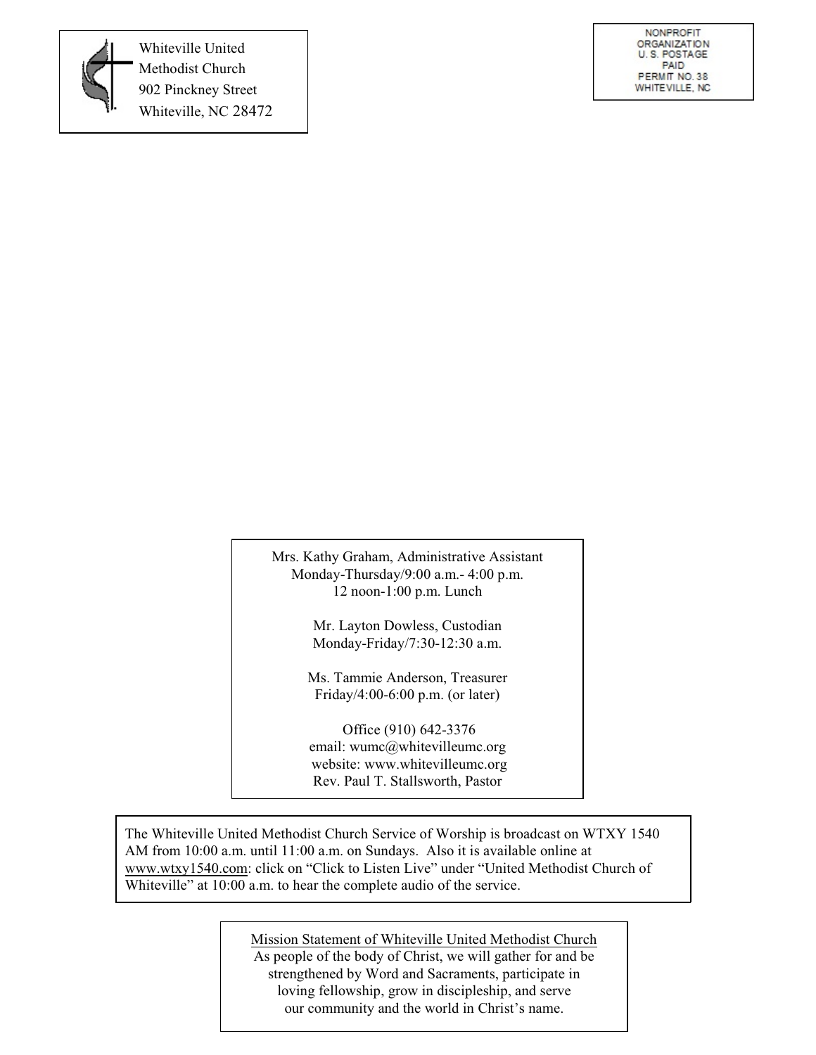Whiteville United
Methodist Church
902 Pinckney Street
Whiteville, NC 28472

NONPROFIT
ORGANIZATION
U. S. POSTAGE
PAID
PERMIT NO. 38
WHITEVILLE, NC

Mrs. Kathy Graham, Administrative Assistant
Monday-Thursday/9:00 a.m.- 4:00 p.m.
12 noon-1:00 p.m. Lunch

Mr. Layton Dowless, Custodian
Monday-Friday/7:30-12:30 a.m.

Ms. Tammie Anderson, Treasurer
Friday/4:00-6:00 p.m. (or later)

Office (910) 642-3376
email: wumc@whitevilleumc.org
website: www.whitevilleumc.org
Rev. Paul T. Stallsworth, Pastor

The Whiteville United Methodist Church Service of Worship is broadcast on WTXY 1540 AM from 10:00 a.m. until 11:00 a.m. on Sundays. Also it is available online at www.wtxy1540.com: click on "Click to Listen Live" under "United Methodist Church of Whiteville" at 10:00 a.m. to hear the complete audio of the service.

Mission Statement of Whiteville United Methodist Church

As people of the body of Christ, we will gather for and be strengthened by Word and Sacraments, participate in loving fellowship, grow in discipleship, and serve our community and the world in Christ's name.